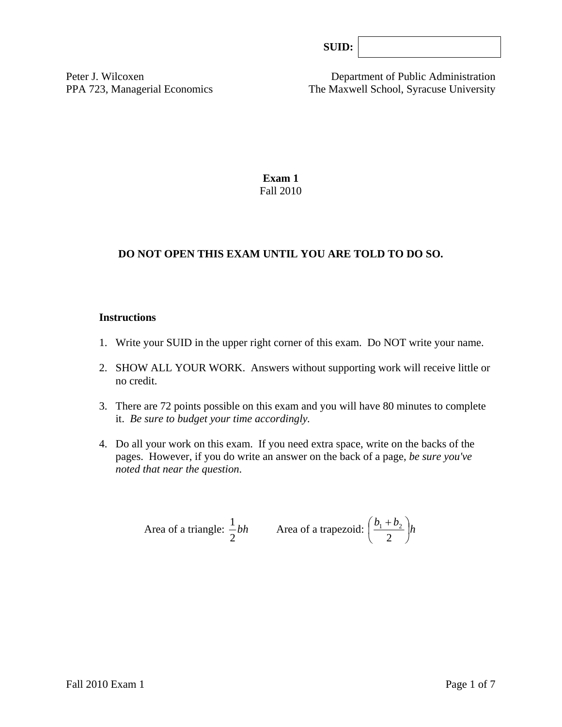**SUID:** 

Peter J. Wilcoxen  
PPA 723, Managerial Economics

Department of Public Administration  
The Maxwell School, Syracuse University

# Exam 1

Fall 2010

**DO NOT OPEN THIS EXAM UNTIL YOU ARE TOLD TO DO SO.**

**Instructions**

1. Write your SUID in the upper right corner of this exam. Do NOT write your name.
2. SHOW ALL YOUR WORK. Answers without supporting work will receive little or no credit.
3. There are 72 points possible on this exam and you will have 80 minutes to complete it. *Be sure to budget your time accordingly.*
4. Do all your work on this exam. If you need extra space, write on the backs of the pages. However, if you do write an answer on the back of a page, *be sure you've noted that near the question*.

Area of a triangle: $\frac{1}{2}bh$ Area of a trapezoid: $\left(\frac{b_1 + b_2}{2}\right)h$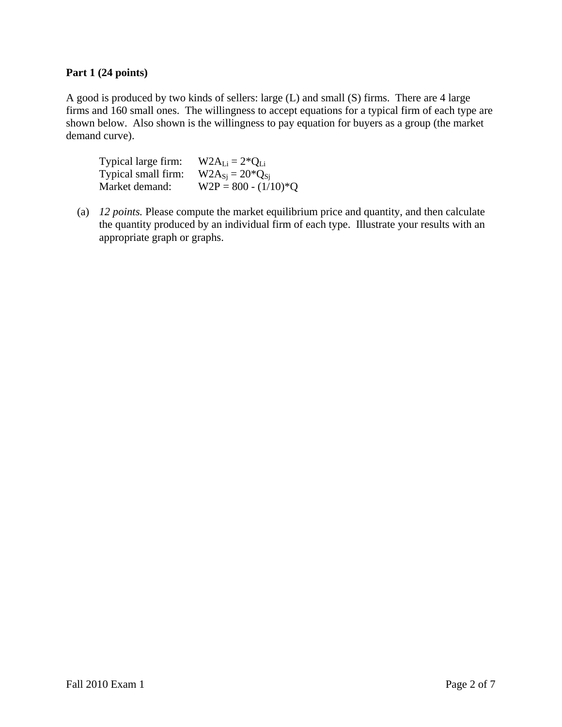**Part 1 (24 points)**

A good is produced by two kinds of sellers: large (L) and small (S) firms. There are 4 large firms and 160 small ones. The willingness to accept equations for a typical firm of each type are shown below. Also shown is the willingness to pay equation for buyers as a group (the market demand curve).

Typical large firm: $W2A_{Li} = 2*Q_{Li}$
Typical small firm: $W2A_{Sj} = 20*Q_{Sj}$
Market demand: $W2P = 800 - (1/10)*Q$

(a) *12 points.* Please compute the market equilibrium price and quantity, and then calculate the quantity produced by an individual firm of each type. Illustrate your results with an appropriate graph or graphs.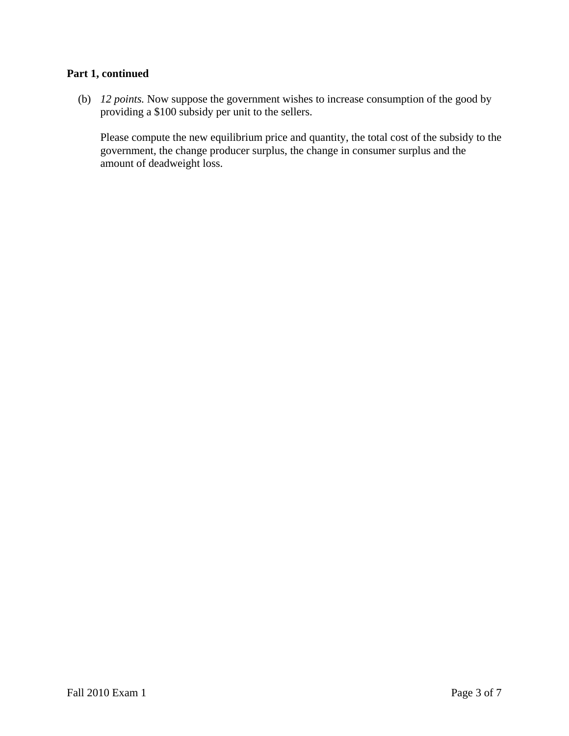**Part 1, continued**

(b) *12 points.* Now suppose the government wishes to increase consumption of the good by providing a $100 subsidy per unit to the sellers.

Please compute the new equilibrium price and quantity, the total cost of the subsidy to the government, the change producer surplus, the change in consumer surplus and the amount of deadweight loss.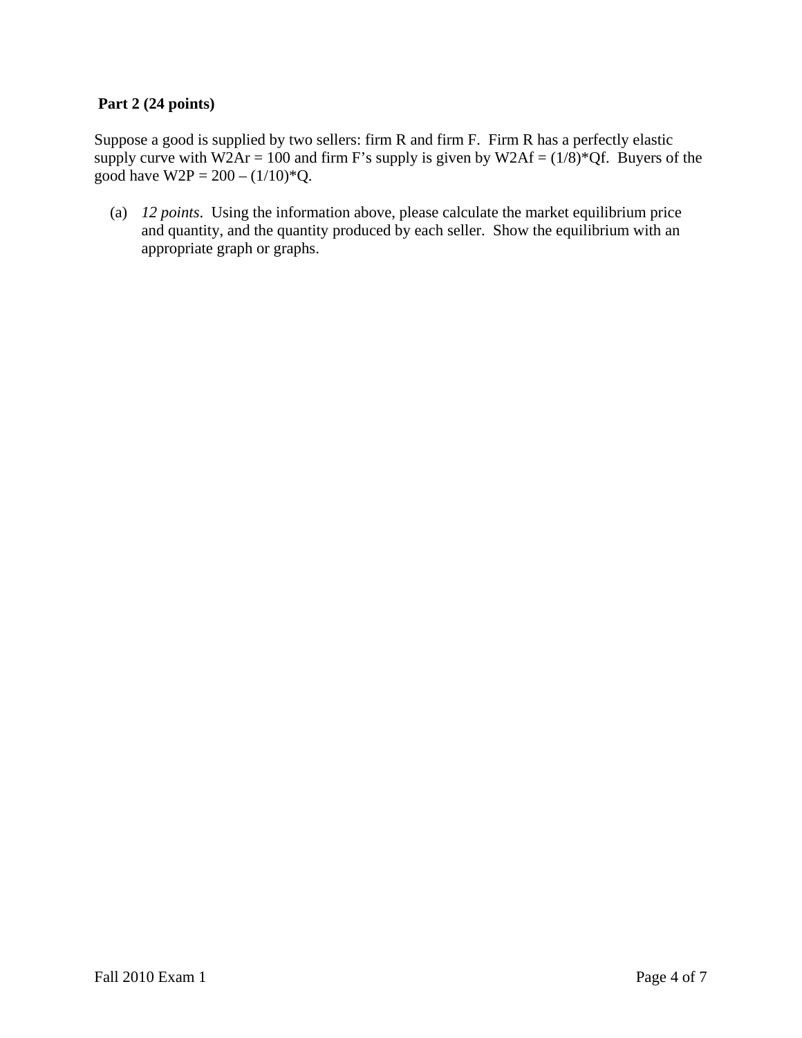**Part 2 (24 points)**

Suppose a good is supplied by two sellers: firm R and firm F. Firm R has a perfectly elastic supply curve with W2Ar = 100 and firm F's supply is given by W2Af = (1/8)*Qf. Buyers of the good have W2P = 200 – (1/10)*Q.

(a) *12 points*. Using the information above, please calculate the market equilibrium price and quantity, and the quantity produced by each seller. Show the equilibrium with an appropriate graph or graphs.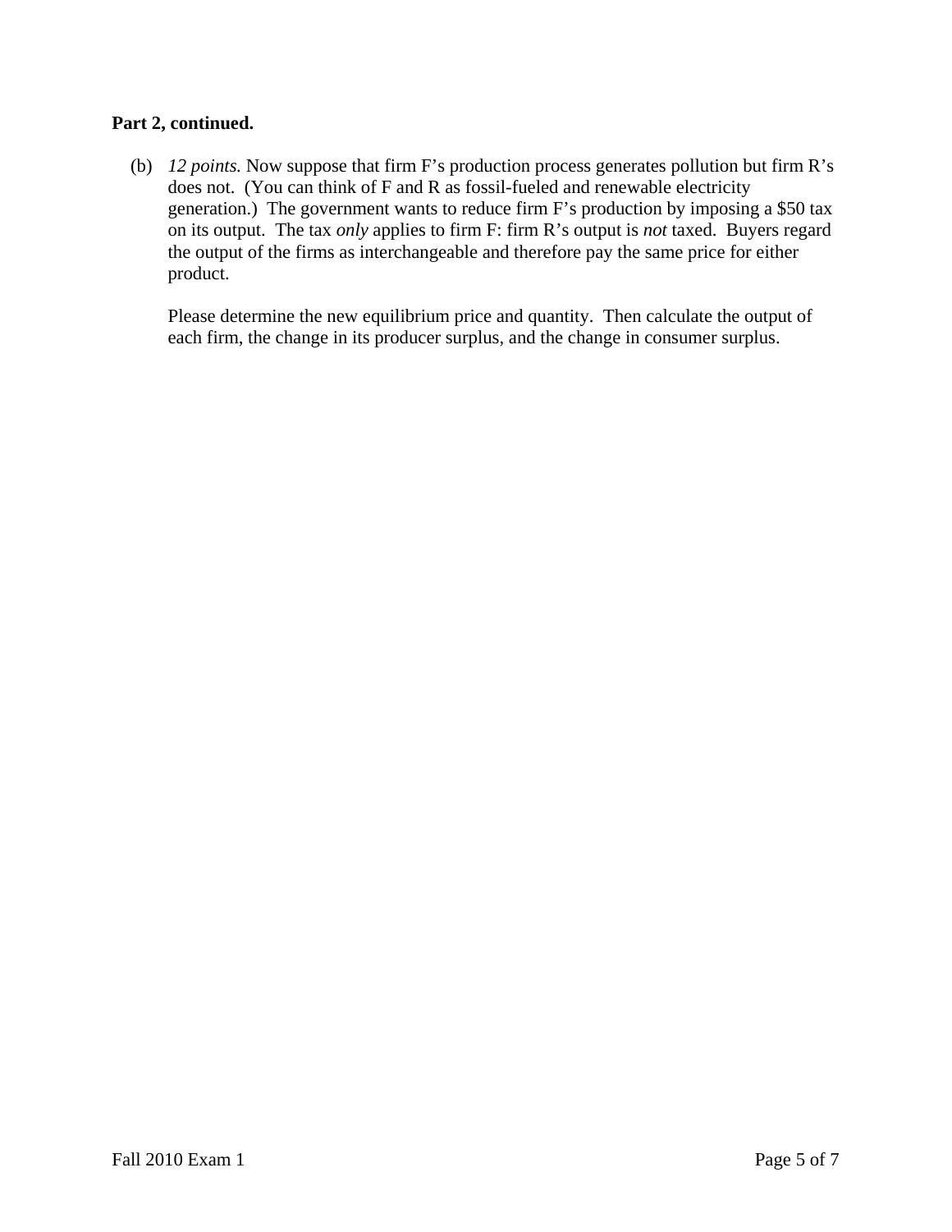**Part 2, continued.**

(b) *12 points.* Now suppose that firm F's production process generates pollution but firm R's does not. (You can think of F and R as fossil-fueled and renewable electricity generation.) The government wants to reduce firm F's production by imposing a $50 tax on its output. The tax *only* applies to firm F: firm R's output is *not* taxed. Buyers regard the output of the firms as interchangeable and therefore pay the same price for either product.

Please determine the new equilibrium price and quantity. Then calculate the output of each firm, the change in its producer surplus, and the change in consumer surplus.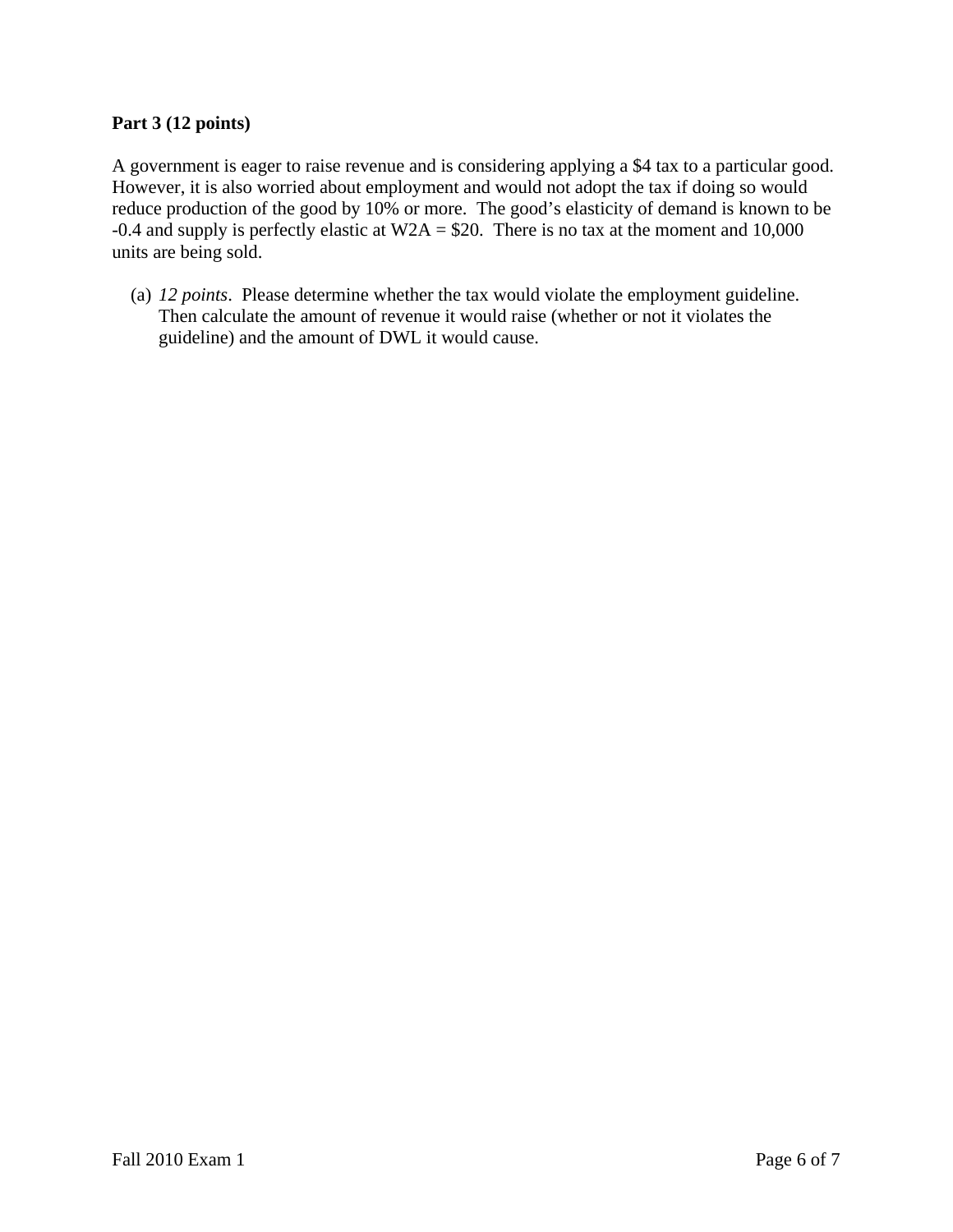**Part 3 (12 points)**

A government is eager to raise revenue and is considering applying a $4 tax to a particular good. However, it is also worried about employment and would not adopt the tax if doing so would reduce production of the good by 10% or more. The good's elasticity of demand is known to be -0.4 and supply is perfectly elastic at W2A = $20. There is no tax at the moment and 10,000 units are being sold.

(a) *12 points*. Please determine whether the tax would violate the employment guideline. Then calculate the amount of revenue it would raise (whether or not it violates the guideline) and the amount of DWL it would cause.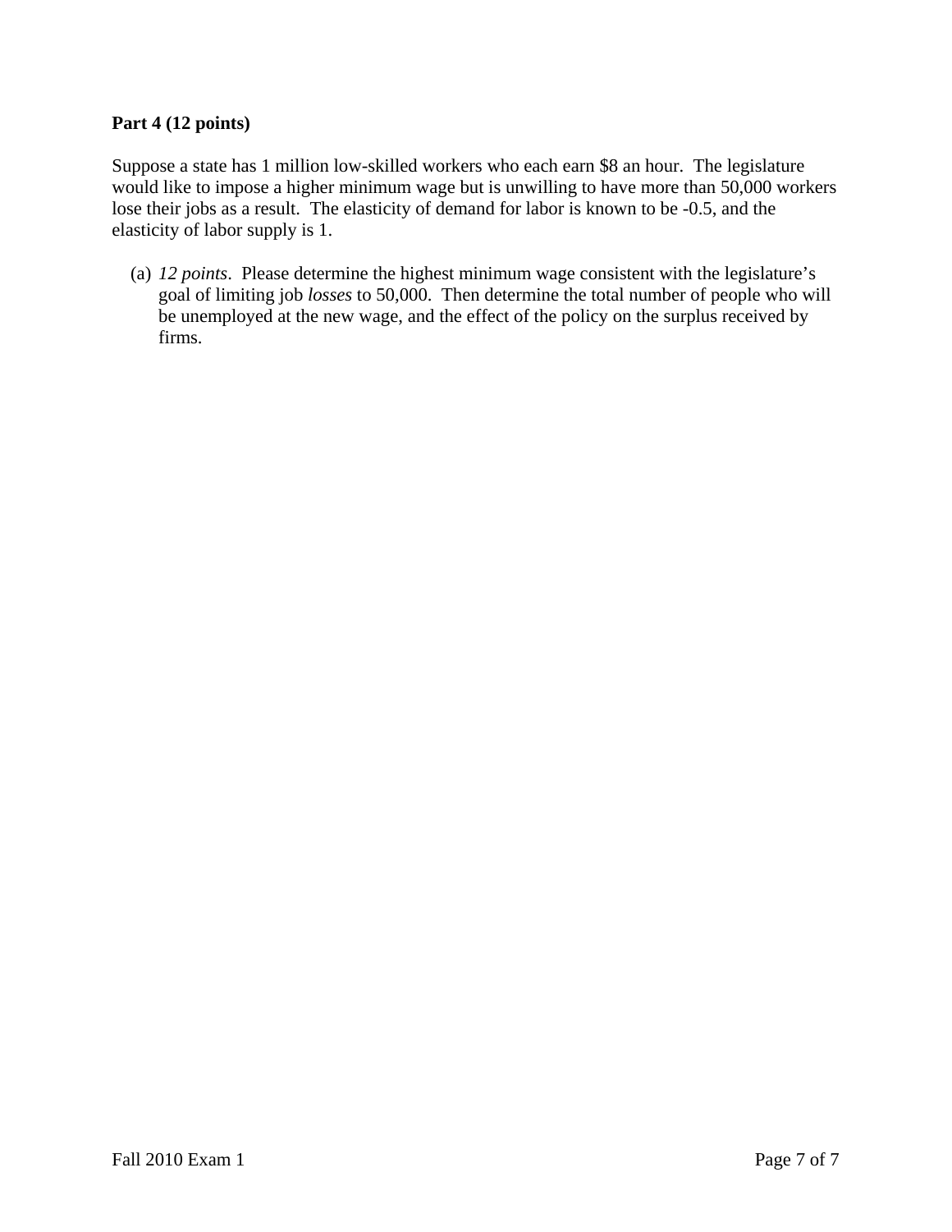**Part 4 (12 points)**

Suppose a state has 1 million low-skilled workers who each earn $8 an hour. The legislature would like to impose a higher minimum wage but is unwilling to have more than 50,000 workers lose their jobs as a result. The elasticity of demand for labor is known to be -0.5, and the elasticity of labor supply is 1.

(a) *12 points*. Please determine the highest minimum wage consistent with the legislature's goal of limiting job *losses* to 50,000. Then determine the total number of people who will be unemployed at the new wage, and the effect of the policy on the surplus received by firms.